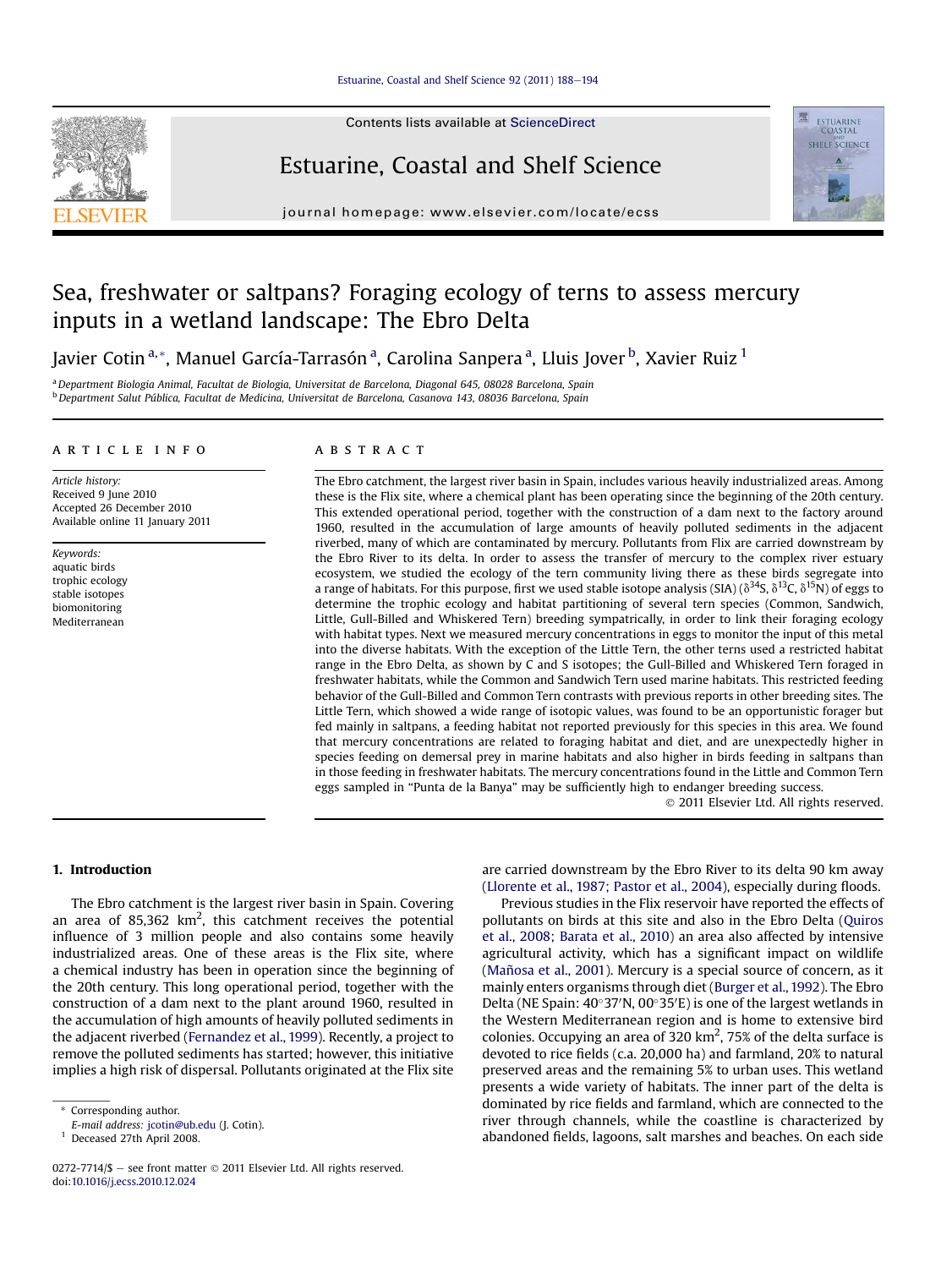# Sea, freshwater or saltpans? Foraging ecology of terns to assess mercury inputs in a wetland landscape: The Ebro Delta

Javier Cotin [a,*], Manuel García-Tarrasón [a], Carolina Sanpera [a], Lluis Jover [b], Xavier Ruiz [1]

[a] Department Biologia Animal, Facultat de Biologia, Universitat de Barcelona, Diagonal 645, 08028 Barcelona, Spain
[b] Department Salut Pública, Facultat de Medicina, Universitat de Barcelona, Casanova 143, 08036 Barcelona, Spain

## ARTICLE INFO

*Article history:*
Received 9 June 2010
Accepted 26 December 2010
Available online 11 January 2011

*Keywords:*
aquatic birds
trophic ecology
stable isotopes
biomonitoring
Mediterranean

## ABSTRACT

The Ebro catchment, the largest river basin in Spain, includes various heavily industrialized areas. Among these is the Flix site, where a chemical plant has been operating since the beginning of the 20th century. This extended operational period, together with the construction of a dam next to the factory around 1960, resulted in the accumulation of large amounts of heavily polluted sediments in the adjacent riverbed, many of which are contaminated by mercury. Pollutants from Flix are carried downstream by the Ebro River to its delta. In order to assess the transfer of mercury to the complex river estuary ecosystem, we studied the ecology of the tern community living there as these birds segregate into a range of habitats. For this purpose, first we used stable isotope analysis (SIA) ($\delta^{34}S$, $\delta^{13}C$, $\delta^{15}N$) of eggs to determine the trophic ecology and habitat partitioning of several tern species (Common, Sandwich, Little, Gull-Billed and Whiskered Tern) breeding sympatrically, in order to link their foraging ecology with habitat types. Next we measured mercury concentrations in eggs to monitor the input of this metal into the diverse habitats. With the exception of the Little Tern, the other terns used a restricted habitat range in the Ebro Delta, as shown by C and S isotopes; the Gull-Billed and Whiskered Tern foraged in freshwater habitats, while the Common and Sandwich Tern used marine habitats. This restricted feeding behavior of the Gull-Billed and Common Tern contrasts with previous reports in other breeding sites. The Little Tern, which showed a wide range of isotopic values, was found to be an opportunistic forager but fed mainly in saltpans, a feeding habitat not reported previously for this species in this area. We found that mercury concentrations are related to foraging habitat and diet, and are unexpectedly higher in species feeding on demersal prey in marine habitats and also higher in birds feeding in saltpans than in those feeding in freshwater habitats. The mercury concentrations found in the Little and Common Tern eggs sampled in "Punta de la Banya" may be sufficiently high to endanger breeding success.

© 2011 Elsevier Ltd. All rights reserved.

## 1. Introduction

The Ebro catchment is the largest river basin in Spain. Covering an area of 85,362 km$^2$, this catchment receives the potential influence of 3 million people and also contains some heavily industrialized areas. One of these areas is the Flix site, where a chemical industry has been in operation since the beginning of the 20th century. This long operational period, together with the construction of a dam next to the plant around 1960, resulted in the accumulation of high amounts of heavily polluted sediments in the adjacent riverbed (Fernandez et al., 1999). Recently, a project to remove the polluted sediments has started; however, this initiative implies a high risk of dispersal. Pollutants originated at the Flix site are carried downstream by the Ebro River to its delta 90 km away (Llorente et al., 1987; Pastor et al., 2004), especially during floods.

Previous studies in the Flix reservoir have reported the effects of pollutants on birds at this site and also in the Ebro Delta (Quiros et al., 2008; Barata et al., 2010) an area also affected by intensive agricultural activity, which has a significant impact on wildlife (Mañosa et al., 2001). Mercury is a special source of concern, as it mainly enters organisms through diet (Burger et al., 1992). The Ebro Delta (NE Spain: 40°37′N, 00°35′E) is one of the largest wetlands in the Western Mediterranean region and is home to extensive bird colonies. Occupying an area of 320 km$^2$, 75% of the delta surface is devoted to rice fields (c.a. 20,000 ha) and farmland, 20% to natural preserved areas and the remaining 5% to urban uses. This wetland presents a wide variety of habitats. The inner part of the delta is dominated by rice fields and farmland, which are connected to the river through channels, while the coastline is characterized by abandoned fields, lagoons, salt marshes and beaches. On each side

* Corresponding author.
E-mail address: jcotin@ub.edu (J. Cotin).
[1] Deceased 27th April 2008.

0272-7714/$ – see front matter © 2011 Elsevier Ltd. All rights reserved.
doi:10.1016/j.ecss.2010.12.024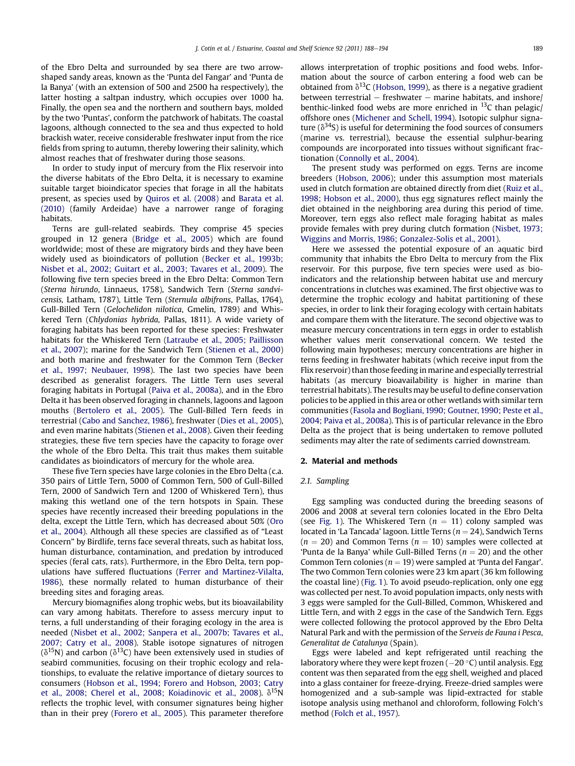of the Ebro Delta and surrounded by sea there are two arrow-shaped sandy areas, known as the 'Punta del Fangar' and 'Punta de la Banya' (with an extension of 500 and 2500 ha respectively), the latter hosting a saltpan industry, which occupies over 1000 ha. Finally, the open sea and the northern and southern bays, molded by the two 'Puntas', conform the patchwork of habitats. The coastal lagoons, although connected to the sea and thus expected to hold brackish water, receive considerable freshwater input from the rice fields from spring to autumn, thereby lowering their salinity, which almost reaches that of freshwater during those seasons.

In order to study input of mercury from the Flix reservoir into the diverse habitats of the Ebro Delta, it is necessary to examine suitable target bioindicator species that forage in all the habitats present, as species used by Quiros et al. (2008) and Barata et al. (2010) (family Ardeidae) have a narrower range of foraging habitats.

Terns are gull-related seabirds. They comprise 45 species grouped in 12 genera (Bridge et al., 2005) which are found worldwide; most of these are migratory birds and they have been widely used as bioindicators of pollution (Becker et al., 1993b; Nisbet et al., 2002; Guitart et al., 2003; Tavares et al., 2009). The following five tern species breed in the Ebro Delta: Common Tern (*Sterna hirundo*, Linnaeus, 1758), Sandwich Tern (*Sterna sandvicensis,* Latham, 1787), Little Tern (*Sternula albifrons*, Pallas, 1764), Gull-Billed Tern (*Gelochelidon nilotica*, Gmelin, 1789) and Whiskered Tern (*Chlydonias hybrida,* Pallas, 1811). A wide variety of foraging habitats has been reported for these species: Freshwater habitats for the Whiskered Tern (Latraube et al., 2005; Paillisson et al., 2007); marine for the Sandwich Tern (Stienen et al., 2000) and both marine and freshwater for the Common Tern (Becker et al., 1997; Neubauer, 1998). The last two species have been described as generalist foragers. The Little Tern uses several foraging habitats in Portugal (Paiva et al., 2008a), and in the Ebro Delta it has been observed foraging in channels, lagoons and lagoon mouths (Bertolero et al., 2005). The Gull-Billed Tern feeds in terrestrial (Cabo and Sanchez, 1986), freshwater (Dies et al., 2005), and even marine habitats (Stienen et al., 2008). Given their feeding strategies, these five tern species have the capacity to forage over the whole of the Ebro Delta. This trait thus makes them suitable candidates as bioindicators of mercury for the whole area.

These five Tern species have large colonies in the Ebro Delta (c.a. 350 pairs of Little Tern, 5000 of Common Tern, 500 of Gull-Billed Tern, 2000 of Sandwich Tern and 1200 of Whiskered Tern), thus making this wetland one of the tern hotspots in Spain. These species have recently increased their breeding populations in the delta, except the Little Tern, which has decreased about 50% (Oro et al., 2004). Although all these species are classified as of "Least Concern" by Birdlife, terns face several threats, such as habitat loss, human disturbance, contamination, and predation by introduced species (feral cats, rats). Furthermore, in the Ebro Delta, tern populations have suffered fluctuations (Ferrer and Martinez-Vilalta, 1986), these normally related to human disturbance of their breeding sites and foraging areas.

Mercury biomagnifies along trophic webs, but its bioavailability can vary among habitats. Therefore to assess mercury input to terns, a full understanding of their foraging ecology in the area is needed (Nisbet et al., 2002; Sanpera et al., 2007b; Tavares et al., 2007; Catry et al., 2008). Stable isotope signatures of nitrogen ($\delta^{15}$N) and carbon ($\delta^{13}$C) have been extensively used in studies of seabird communities, focusing on their trophic ecology and relationships, to evaluate the relative importance of dietary sources to consumers (Hobson et al., 1994; Forero and Hobson, 2003; Catry et al., 2008; Cherel et al., 2008; Koiadinovic et al., 2008). $\delta^{15}$N reflects the trophic level, with consumer signatures being higher than in their prey (Forero et al., 2005). This parameter therefore allows interpretation of trophic positions and food webs. Information about the source of carbon entering a food web can be obtained from $\delta^{13}$C (Hobson, 1999), as there is a negative gradient between terrestrial – freshwater – marine habitats, and inshore/benthic-linked food webs are more enriched in $^{13}$C than pelagic/offshore ones (Michener and Schell, 1994). Isotopic sulphur signature ($\delta^{34}$S) is useful for determining the food sources of consumers (marine vs. terrestrial), because the essential sulphur-bearing compounds are incorporated into tissues without significant fractionation (Connolly et al., 2004).

The present study was performed on eggs. Terns are income breeders (Hobson, 2006); under this assumption most materials used in clutch formation are obtained directly from diet (Ruiz et al., 1998; Hobson et al., 2000), thus egg signatures reflect mainly the diet obtained in the neighboring area during this period of time. Moreover, tern eggs also reflect male foraging habitat as males provide females with prey during clutch formation (Nisbet, 1973; Wiggins and Morris, 1986; Gonzalez-Solis et al., 2001).

Here we assessed the potential exposure of an aquatic bird community that inhabits the Ebro Delta to mercury from the Flix reservoir. For this purpose, five tern species were used as bioindicators and the relationship between habitat use and mercury concentrations in clutches was examined. The first objective was to determine the trophic ecology and habitat partitioning of these species, in order to link their foraging ecology with certain habitats and compare them with the literature. The second objective was to measure mercury concentrations in tern eggs in order to establish whether values merit conservational concern. We tested the following main hypotheses; mercury concentrations are higher in terns feeding in freshwater habitats (which receive input from the Flix reservoir) than those feeding in marine and especially terrestrial habitats (as mercury bioavailability is higher in marine than terrestrial habitats). The results may be useful to define conservation policies to be applied in this area or other wetlands with similar tern communities (Fasola and Bogliani, 1990; Goutner, 1990; Peste et al., 2004; Paiva et al., 2008a). This is of particular relevance in the Ebro Delta as the project that is being undertaken to remove polluted sediments may alter the rate of sediments carried downstream.

## 2. Material and methods

### 2.1. Sampling

Egg sampling was conducted during the breeding seasons of 2006 and 2008 at several tern colonies located in the Ebro Delta (see Fig. 1). The Whiskered Tern ($n = 11$) colony sampled was located in 'La Tancada' lagoon. Little Terns ($n = 24$), Sandwich Terns ($n = 20$) and Common Terns ($n = 10$) samples were collected at 'Punta de la Banya' while Gull-Billed Terns ($n = 20$) and the other Common Tern colonies ($n = 19$) were sampled at 'Punta del Fangar'. The two Common Tern colonies were 23 km apart (36 km following the coastal line) (Fig. 1). To avoid pseudo-replication, only one egg was collected per nest. To avoid population impacts, only nests with 3 eggs were sampled for the Gull-Billed, Common, Whiskered and Little Tern, and with 2 eggs in the case of the Sandwich Tern. Eggs were collected following the protocol approved by the Ebro Delta Natural Park and with the permission of the *Serveis de Fauna i Pesca, Generalitat de Catalunya* (Spain).

Eggs were labeled and kept refrigerated until reaching the laboratory where they were kept frozen (−20 °C) until analysis. Egg content was then separated from the egg shell, weighed and placed into a glass container for freeze-drying. Freeze-dried samples were homogenized and a sub-sample was lipid-extracted for stable isotope analysis using methanol and chloroform, following Folch's method (Folch et al., 1957).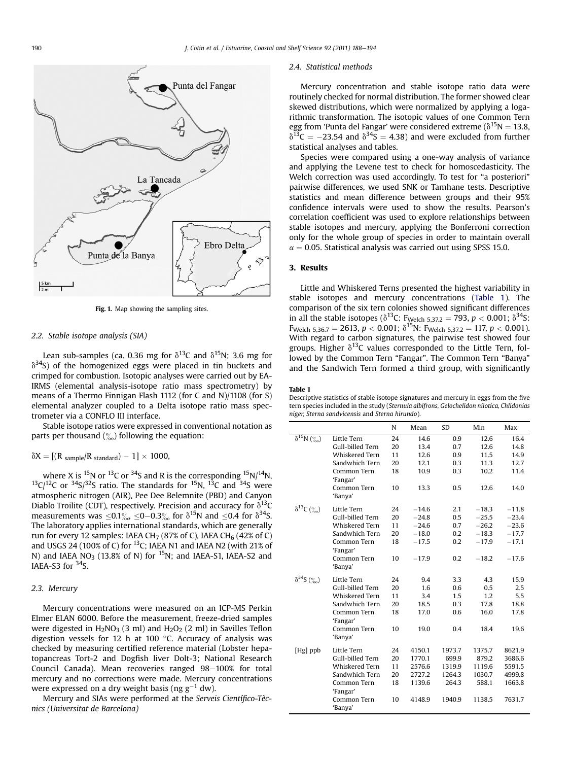Fig. 1. Map showing the sampling sites.

### 2.2. Stable isotope analysis (SIA)

Lean sub-samples (ca. 0.36 mg for $\delta^{13}C$ and $\delta^{15}N$; 3.6 mg for $\delta^{34}S$) of the homogenized eggs were placed in tin buckets and crimped for combustion. Isotopic analyses were carried out by EA-IRMS (elemental analysis-isotope ratio mass spectrometry) by means of a Thermo Finnigan Flash 1112 (for C and N)/1108 (for S) elemental analyzer coupled to a Delta isotope ratio mass spectrometer via a CONFLO III interface.

Stable isotope ratios were expressed in conventional notation as parts per thousand (‰) following the equation:

$$\delta X = [(R_{sample}/R_{standard}) - 1] \times 1000,$$

where X is $^{15}N$ or $^{13}C$ or $^{34}S$ and R is the corresponding $^{15}N/^{14}N$, $^{13}C/^{12}C$ or $^{34}S/^{32}S$ ratio. The standards for $^{15}N$, $^{13}C$ and $^{34}S$ were atmospheric nitrogen (AIR), Pee Dee Belemnite (PBD) and Canyon Diablo Troilite (CDT), respectively. Precision and accuracy for $\delta^{13}C$ measurements was ≤0.1‰, ≤0–0.3‰ for $\delta^{15}N$ and ≤0.4 for $\delta^{34}S$. The laboratory applies international standards, which are generally run for every 12 samples: IAEA $CH_7$ (87% of C), IAEA $CH_6$ (42% of C) and USGS 24 (100% of C) for $^{13}C$; IAEA N1 and IAEA N2 (with 21% of N) and IAEA $NO_3$ (13.8% of N) for $^{15}N$; and IAEA-S1, IAEA-S2 and IAEA-S3 for $^{34}S$.

### 2.3. Mercury

Mercury concentrations were measured on an ICP-MS Perkin Elmer ELAN 6000. Before the measurement, freeze-dried samples were digested in $H_2NO_3$ (3 ml) and $H_2O_2$ (2 ml) in Savilles Teflon digestion vessels for 12 h at 100 °C. Accuracy of analysis was checked by measuring certified reference material (Lobster hepatopancreas Tort-2 and Dogfish liver Dolt-3; National Research Council Canada). Mean recoveries ranged 98–100% for total mercury and no corrections were made. Mercury concentrations were expressed on a dry weight basis (ng $g^{-1}$ dw).

Mercury and SIAs were performed at the *Serveis Científico-Tècnics (Universitat de Barcelona)*

### 2.4. Statistical methods

Mercury concentration and stable isotope ratio data were routinely checked for normal distribution. The former showed clear skewed distributions, which were normalized by applying a logarithmic transformation. The isotopic values of one Common Tern egg from 'Punta del Fangar' were considered extreme ($\delta^{15}N = 13.8$, $\delta^{13}C = -23.54$ and $\delta^{34}S = 4.38$) and were excluded from further statistical analyses and tables.

Species were compared using a one-way analysis of variance and applying the Levene test to check for homoscedasticity. The Welch correction was used accordingly. To test for "a posteriori" pairwise differences, we used SNK or Tamhane tests. Descriptive statistics and mean difference between groups and their 95% confidence intervals were used to show the results. Pearson's correlation coefficient was used to explore relationships between stable isotopes and mercury, applying the Bonferroni correction only for the whole group of species in order to maintain overall $\alpha = 0.05$. Statistical analysis was carried out using SPSS 15.0.

## 3. Results

Little and Whiskered Terns presented the highest variability in stable isotopes and mercury concentrations (Table 1). The comparison of the six tern colonies showed significant differences in all the stable isotopes ($\delta^{13}C$: $F_{Welch\ 5,37.2} = 793$, $p < 0.001$; $\delta^{34}S$: $F_{Welch\ 5,36.7} = 2613$, $p < 0.001$; $\delta^{15}N$: $F_{Welch\ 5,37.2} = 117$, $p < 0.001$). With regard to carbon signatures, the pairwise test showed four groups. Higher $\delta^{13}C$ values corresponded to the Little Tern, followed by the Common Tern "Fangar". The Common Tern "Banya" and the Sandwich Tern formed a third group, with significantly

**Table 1**
Descriptive statistics of stable isotope signatures and mercury in eggs from the five tern species included in the study (*Sternula albifrons, Gelochelidon nilotica, Chlidonias niger, Sterna sandvicensis* and *Sterna hirundo*).

| | | N | Mean | SD | Min | Max |
|---|---|---|---|---|---|---|
| $\delta^{15}N$ (‰) | Little Tern | 24 | 14.6 | 0.9 | 12.6 | 16.4 |
| | Gull-billed Tern | 20 | 13.4 | 0.7 | 12.6 | 14.8 |
| | Whiskered Tern | 11 | 12.6 | 0.9 | 11.5 | 14.9 |
| | Sandwhich Tern | 20 | 12.1 | 0.3 | 11.3 | 12.7 |
| | Common Tern 'Fangar' | 18 | 10.9 | 0.3 | 10.2 | 11.4 |
| | Common Tern 'Banya' | 10 | 13.3 | 0.5 | 12.6 | 14.0 |
| $\delta^{13}C$ (‰) | Little Tern | 24 | −14.6 | 2.1 | −18.3 | −11.8 |
| | Gull-billed Tern | 20 | −24.8 | 0.5 | −25.5 | −23.4 |
| | Whiskered Tern | 11 | −24.6 | 0.7 | −26.2 | −23.6 |
| | Sandwhich Tern | 20 | −18.0 | 0.2 | −18.3 | −17.7 |
| | Common Tern 'Fangar' | 18 | −17.5 | 0.2 | −17.9 | −17.1 |
| | Common Tern 'Banya' | 10 | −17.9 | 0.2 | −18.2 | −17.6 |
| $\delta^{34}S$ (‰) | Little Tern | 24 | 9.4 | 3.3 | 4.3 | 15.9 |
| | Gull-billed Tern | 20 | 1.6 | 0.6 | 0.5 | 2.5 |
| | Whiskered Tern | 11 | 3.4 | 1.5 | 1.2 | 5.5 |
| | Sandwhich Tern | 20 | 18.5 | 0.3 | 17.8 | 18.8 |
| | Common Tern 'Fangar' | 18 | 17.0 | 0.6 | 16.0 | 17.8 |
| | Common Tern 'Banya' | 10 | 19.0 | 0.4 | 18.4 | 19.6 |
| [Hg] ppb | Little Tern | 24 | 4150.1 | 1973.7 | 1375.7 | 8621.9 |
| | Gull-billed Tern | 20 | 1770.1 | 699.9 | 879.2 | 3686.6 |
| | Whiskered Tern | 11 | 2576.6 | 1319.9 | 1119.6 | 5591.5 |
| | Sandwhich Tern | 20 | 2727.2 | 1264.3 | 1030.7 | 4999.8 |
| | Common Tern 'Fangar' | 18 | 1139.6 | 264.3 | 588.1 | 1663.8 |
| | Common Tern 'Banya' | 10 | 4148.9 | 1940.9 | 1138.5 | 7631.7 |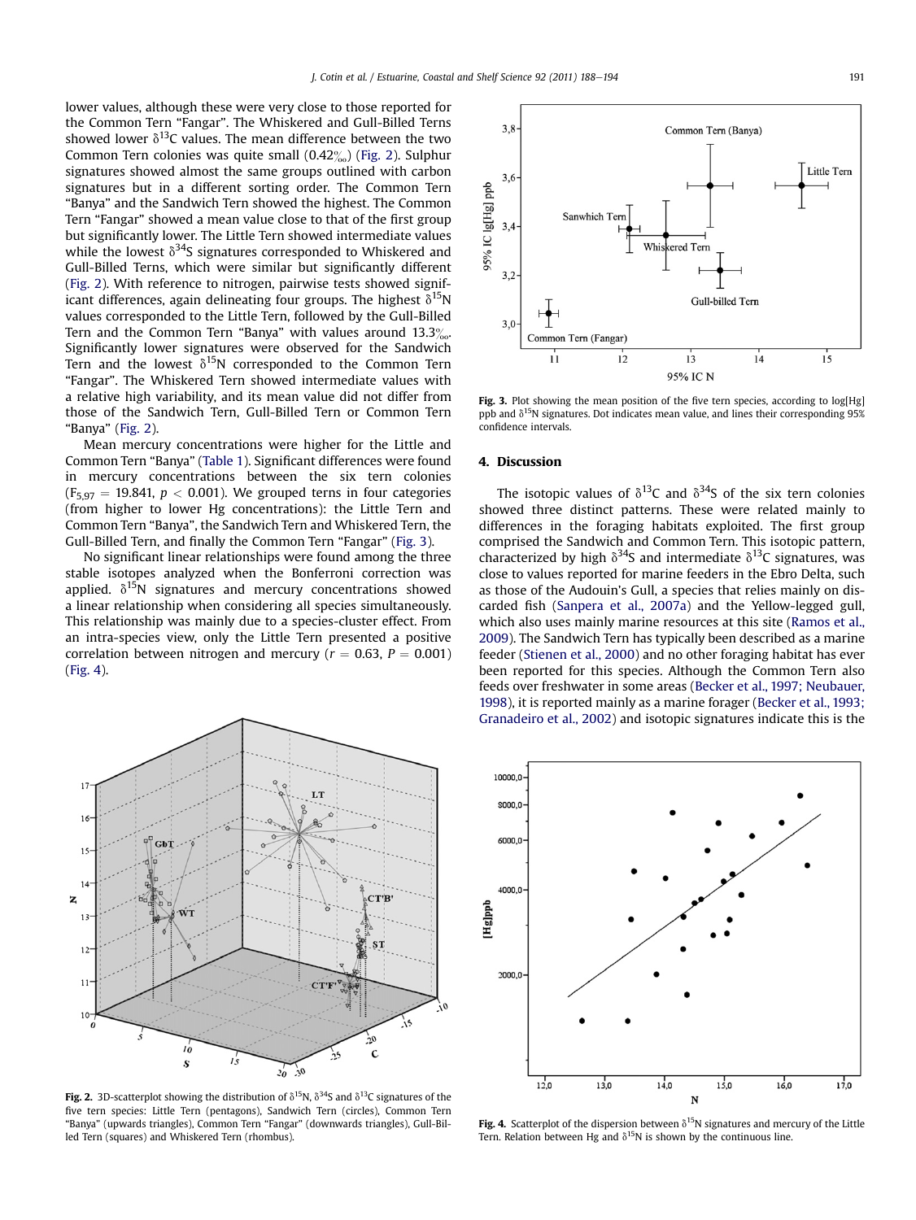lower values, although these were very close to those reported for the Common Tern "Fangar". The Whiskered and Gull-Billed Terns showed lower $\delta^{13}C$ values. The mean difference between the two Common Tern colonies was quite small (0.42‰) (Fig. 2). Sulphur signatures showed almost the same groups outlined with carbon signatures but in a different sorting order. The Common Tern "Banya" and the Sandwich Tern showed the highest. The Common Tern "Fangar" showed a mean value close to that of the first group but significantly lower. The Little Tern showed intermediate values while the lowest $\delta^{34}S$ signatures corresponded to Whiskered and Gull-Billed Terns, which were similar but significantly different (Fig. 2). With reference to nitrogen, pairwise tests showed significant differences, again delineating four groups. The highest $\delta^{15}N$ values corresponded to the Little Tern, followed by the Gull-Billed Tern and the Common Tern "Banya" with values around 13.3‰. Significantly lower signatures were observed for the Sandwich Tern and the lowest $\delta^{15}N$ corresponded to the Common Tern "Fangar". The Whiskered Tern showed intermediate values with a relative high variability, and its mean value did not differ from those of the Sandwich Tern, Gull-Billed Tern or Common Tern "Banya" (Fig. 2).

Mean mercury concentrations were higher for the Little and Common Tern "Banya" (Table 1). Significant differences were found in mercury concentrations between the six tern colonies ($F_{5,97} = 19.841$, $p < 0.001$). We grouped terns in four categories (from higher to lower Hg concentrations): the Little Tern and Common Tern "Banya", the Sandwich Tern and Whiskered Tern, the Gull-Billed Tern, and finally the Common Tern "Fangar" (Fig. 3).

No significant linear relationships were found among the three stable isotopes analyzed when the Bonferroni correction was applied. $\delta^{15}N$ signatures and mercury concentrations showed a linear relationship when considering all species simultaneously. This relationship was mainly due to a species-cluster effect. From an intra-species view, only the Little Tern presented a positive correlation between nitrogen and mercury ($r = 0.63$, $P = 0.001$) (Fig. 4).

**Fig. 2.** 3D-scatterplot showing the distribution of $\delta^{15}N$, $\delta^{34}S$ and $\delta^{13}C$ signatures of the five tern species: Little Tern (pentagons), Sandwich Tern (circles), Common Tern "Banya" (upwards triangles), Common Tern "Fangar" (downwards triangles), Gull-Billed Tern (squares) and Whiskered Tern (rhombus).

**Fig. 3.** Plot showing the mean position of the five tern species, according to log[Hg] ppb and $\delta^{15}N$ signatures. Dot indicates mean value, and lines their corresponding 95% confidence intervals.

## 4. Discussion

The isotopic values of $\delta^{13}C$ and $\delta^{34}S$ of the six tern colonies showed three distinct patterns. These were related mainly to differences in the foraging habitats exploited. The first group comprised the Sandwich and Common Tern. This isotopic pattern, characterized by high $\delta^{34}S$ and intermediate $\delta^{13}C$ signatures, was close to values reported for marine feeders in the Ebro Delta, such as those of the Audouin's Gull, a species that relies mainly on discarded fish (Sanpera et al., 2007a) and the Yellow-legged gull, which also uses mainly marine resources at this site (Ramos et al., 2009). The Sandwich Tern has typically been described as a marine feeder (Stienen et al., 2000) and no other foraging habitat has ever been reported for this species. Although the Common Tern also feeds over freshwater in some areas (Becker et al., 1997; Neubauer, 1998), it is reported mainly as a marine forager (Becker et al., 1993; Granadeiro et al., 2002) and isotopic signatures indicate this is the

**Fig. 4.** Scatterplot of the dispersion between $\delta^{15}N$ signatures and mercury of the Little Tern. Relation between Hg and $\delta^{15}N$ is shown by the continuous line.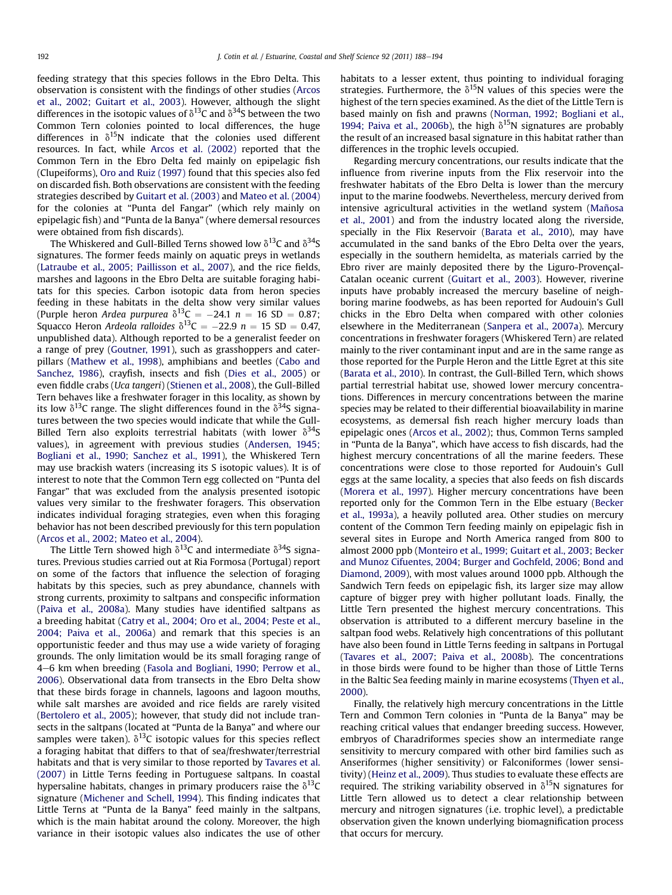feeding strategy that this species follows in the Ebro Delta. This observation is consistent with the findings of other studies (Arcos et al., 2002; Guitart et al., 2003). However, although the slight differences in the isotopic values of $\delta^{13}$C and $\delta^{34}$S between the two Common Tern colonies pointed to local differences, the huge differences in $\delta^{15}$N indicate that the colonies used different resources. In fact, while Arcos et al. (2002) reported that the Common Tern in the Ebro Delta fed mainly on epipelagic fish (Clupeiforms), Oro and Ruiz (1997) found that this species also fed on discarded fish. Both observations are consistent with the feeding strategies described by Guitart et al. (2003) and Mateo et al. (2004) for the colonies at "Punta del Fangar" (which rely mainly on epipelagic fish) and "Punta de la Banya" (where demersal resources were obtained from fish discards).

The Whiskered and Gull-Billed Terns showed low $\delta^{13}$C and $\delta^{34}$S signatures. The former feeds mainly on aquatic preys in wetlands (Latraube et al., 2005; Paillisson et al., 2007), and the rice fields, marshes and lagoons in the Ebro Delta are suitable foraging habitats for this species. Carbon isotopic data from heron species feeding in these habitats in the delta show very similar values (Purple heron *Ardea purpurea* $\delta^{13}C = -24.1$ $n = 16$ SD $= 0.87$; Squacco Heron *Ardeola ralloides* $\delta^{13}C = -22.9$ $n = 15$ SD $= 0.47$, unpublished data). Although reported to be a generalist feeder on a range of prey (Goutner, 1991), such as grasshoppers and caterpillars (Mathew et al., 1998), amphibians and beetles (Cabo and Sanchez, 1986), crayfish, insects and fish (Dies et al., 2005) or even fiddle crabs (*Uca tangeri*) (Stienen et al., 2008), the Gull-Billed Tern behaves like a freshwater forager in this locality, as shown by its low $\delta^{13}$C range. The slight differences found in the $\delta^{34}$S signatures between the two species would indicate that while the Gull-Billed Tern also exploits terrestrial habitats (with lower $\delta^{34}$S values), in agreement with previous studies (Andersen, 1945; Bogliani et al., 1990; Sanchez et al., 1991), the Whiskered Tern may use brackish waters (increasing its S isotopic values). It is of interest to note that the Common Tern egg collected on "Punta del Fangar" that was excluded from the analysis presented isotopic values very similar to the freshwater foragers. This observation indicates individual foraging strategies, even when this foraging behavior has not been described previously for this tern population (Arcos et al., 2002; Mateo et al., 2004).

The Little Tern showed high $\delta^{13}$C and intermediate $\delta^{34}$S signatures. Previous studies carried out at Ria Formosa (Portugal) report on some of the factors that influence the selection of foraging habitats by this species, such as prey abundance, channels with strong currents, proximity to saltpans and conspecific information (Paiva et al., 2008a). Many studies have identified saltpans as a breeding habitat (Catry et al., 2004; Oro et al., 2004; Peste et al., 2004; Paiva et al., 2006a) and remark that this species is an opportunistic feeder and thus may use a wide variety of foraging grounds. The only limitation would be its small foraging range of 4–6 km when breeding (Fasola and Bogliani, 1990; Perrow et al., 2006). Observational data from transects in the Ebro Delta show that these birds forage in channels, lagoons and lagoon mouths, while salt marshes are avoided and rice fields are rarely visited (Bertolero et al., 2005); however, that study did not include transects in the saltpans (located at "Punta de la Banya" and where our samples were taken). $\delta^{13}$C isotopic values for this species reflect a foraging habitat that differs to that of sea/freshwater/terrestrial habitats and that is very similar to those reported by Tavares et al. (2007) in Little Terns feeding in Portuguese saltpans. In coastal hypersaline habitats, changes in primary producers raise the $\delta^{13}$C signature (Michener and Schell, 1994). This finding indicates that Little Terns at "Punta de la Banya" feed mainly in the saltpans, which is the main habitat around the colony. Moreover, the high variance in their isotopic values also indicates the use of other habitats to a lesser extent, thus pointing to individual foraging strategies. Furthermore, the $\delta^{15}$N values of this species were the highest of the tern species examined. As the diet of the Little Tern is based mainly on fish and prawns (Norman, 1992; Bogliani et al., 1994; Paiva et al., 2006b), the high $\delta^{15}$N signatures are probably the result of an increased basal signature in this habitat rather than differences in the trophic levels occupied.

Regarding mercury concentrations, our results indicate that the influence from riverine inputs from the Flix reservoir into the freshwater habitats of the Ebro Delta is lower than the mercury input to the marine foodwebs. Nevertheless, mercury derived from intensive agricultural activities in the wetland system (Mañosa et al., 2001) and from the industry located along the riverside, specially in the Flix Reservoir (Barata et al., 2010), may have accumulated in the sand banks of the Ebro Delta over the years, especially in the southern hemidelta, as materials carried by the Ebro river are mainly deposited there by the Liguro-Provençal-Catalan oceanic current (Guitart et al., 2003). However, riverine inputs have probably increased the mercury baseline of neighboring marine foodwebs, as has been reported for Audouin's Gull chicks in the Ebro Delta when compared with other colonies elsewhere in the Mediterranean (Sanpera et al., 2007a). Mercury concentrations in freshwater foragers (Whiskered Tern) are related mainly to the river contaminant input and are in the same range as those reported for the Purple Heron and the Little Egret at this site (Barata et al., 2010). In contrast, the Gull-Billed Tern, which shows partial terrestrial habitat use, showed lower mercury concentrations. Differences in mercury concentrations between the marine species may be related to their differential bioavailability in marine ecosystems, as demersal fish reach higher mercury loads than epipelagic ones (Arcos et al., 2002); thus, Common Terns sampled in "Punta de la Banya", which have access to fish discards, had the highest mercury concentrations of all the marine feeders. These concentrations were close to those reported for Audouin's Gull eggs at the same locality, a species that also feeds on fish discards (Morera et al., 1997). Higher mercury concentrations have been reported only for the Common Tern in the Elbe estuary (Becker et al., 1993a), a heavily polluted area. Other studies on mercury content of the Common Tern feeding mainly on epipelagic fish in several sites in Europe and North America ranged from 800 to almost 2000 ppb (Monteiro et al., 1999; Guitart et al., 2003; Becker and Munoz Cifuentes, 2004; Burger and Gochfeld, 2006; Bond and Diamond, 2009), with most values around 1000 ppb. Although the Sandwich Tern feeds on epipelagic fish, its larger size may allow capture of bigger prey with higher pollutant loads. Finally, the Little Tern presented the highest mercury concentrations. This observation is attributed to a different mercury baseline in the saltpan food webs. Relatively high concentrations of this pollutant have also been found in Little Terns feeding in saltpans in Portugal (Tavares et al., 2007; Paiva et al., 2008b). The concentrations in those birds were found to be higher than those of Little Terns in the Baltic Sea feeding mainly in marine ecosystems (Thyen et al., 2000).

Finally, the relatively high mercury concentrations in the Little Tern and Common Tern colonies in "Punta de la Banya" may be reaching critical values that endanger breeding success. However, embryos of Charadriformes species show an intermediate range sensitivity to mercury compared with other bird families such as Anseriformes (higher sensitivity) or Falconiformes (lower sensitivity) (Heinz et al., 2009). Thus studies to evaluate these effects are required. The striking variability observed in $\delta^{15}$N signatures for Little Tern allowed us to detect a clear relationship between mercury and nitrogen signatures (i.e. trophic level), a predictable observation given the known underlying biomagnification process that occurs for mercury.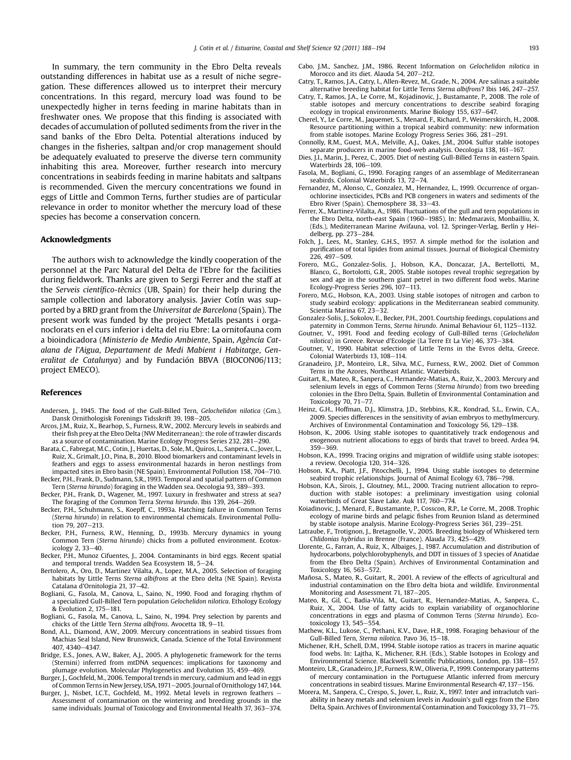In summary, the tern community in the Ebro Delta reveals outstanding differences in habitat use as a result of niche segregation. These differences allowed us to interpret their mercury concentrations. In this regard, mercury load was found to be unexpectedly higher in terns feeding in marine habitats than in freshwater ones. We propose that this finding is associated with decades of accumulation of polluted sediments from the river in the sand banks of the Ebro Delta. Potential alterations induced by changes in the fisheries, saltpan and/or crop management should be adequately evaluated to preserve the diverse tern community inhabiting this area. Moreover, further research into mercury concentrations in seabirds feeding in marine habitats and saltpans is recommended. Given the mercury concentrations we found in eggs of Little and Common Terns, further studies are of particular relevance in order to monitor whether the mercury load of these species has become a conservation concern.

## Acknowledgments

The authors wish to acknowledge the kindly cooperation of the personnel at the Parc Natural del Delta de l'Ebre for the facilities during fieldwork. Thanks are given to Sergi Ferrer and the staff at the *Serveis científico-tècnics* (UB, Spain) for their help during the sample collection and laboratory analysis. Javier Cotín was supported by a BRD grant from the *Universitat de Barcelona* (Spain). The present work was funded by the project 'Metalls pesants i organoclorats en el curs inferior i delta del riu Ebre: La ornitofauna com a bioindicadora (*Ministerio de Medio Ambiente*, Spain, *Agència Catalana de l'Aigua*, *Departament de Medi Mabient i Habitatge*, *Generalitat de Catalunya*) and by Fundación BBVA (BIOCON06/113; project EMECO).

## References

Andersen, J., 1945. The food of the Gull-Billed Tern, *Gelochelidon nilotica* (Gm.). Dansk Ornithologisk Forenings Tidsskrift 39, 198–205.

Arcos, J.M., Ruiz, X., Bearhop, S., Furness, R.W., 2002. Mercury levels in seabirds and their fish prey at the Ebro Delta (NW Mediterranean): the role of trawler discards as a source of contamination. Marine Ecology Progress Series 232, 281–290.

Barata, C., Fabregat, M.C., Cotin, J., Huertas, D., Sole, M., Quiros, L., Sanpera, C., Jover, L., Ruiz, X., Grimalt, J.O., Pina, B., 2010. Blood biomarkers and contaminant levels in feathers and eggs to assess environmental hazards in heron nestlings from impacted sites in Ebro basin (NE Spain). Environmental Pollution 158, 704–710.

Becker, P.H., Frank, D., Sudmann, S.R., 1993. Temporal and spatial pattern of Common Tern (*Sterna hirundo*) foraging in the Wadden sea. Oecologia 93, 389–393.

Becker, P.H., Frank, D., Wagener, M., 1997. Luxury in freshwater and stress at sea? The foraging of the Common Terra *Sterna hirundo*. Ibis 139, 264–269.

Becker, P.H., Schuhmann, S., Koepff, C., 1993a. Hatching failure in Common Terns (*Sterna hirundo*) in relation to environmental chemicals. Environmental Pollution 79, 207–213.

Becker, P.H., Furness, R.W., Henning, D., 1993b. Mercury dynamics in young Common Tern (*Sterna hirundo*) chicks from a polluted environment. Ecotoxicology 2, 33–40.

Becker, P.H., Munoz Cifuentes, J., 2004. Contaminants in bird eggs. Recent spatial and temporal trends. Wadden Sea Ecosystem 18, 5–24.

Bertolero, A., Oro, D., Martinez Vilalta, A., Lopez, M.A., 2005. Selection of foraging habitats by Little Terns *Sterna albifrons* at the Ebro delta (NE Spain). Revista Catalana d'Ornitologia 21, 37–42.

Bogliani, G., Fasola, M., Canova, L., Saino, N., 1990. Food and foraging rhythm of a specialized Gull-Billed Tern population *Gelochelidon nilotica*. Ethology Ecology & Evolution 2, 175–181.

Bogliani, G., Fasola, M., Canova, L., Saino, N., 1994. Prey selection by parents and chicks of the Little Tern *Sterna albifrons*. Avocetta 18, 9–11.

Bond, A.L., Diamond, A.W., 2009. Mercury concentrations in seabird tissues from Machias Seal Island, New Brunswick, Canada. Science of the Total Environment 407, 4340–4347.

Bridge, E.S., Jones, A.W., Baker, A.J., 2005. A phylogenetic framework for the terns (Sternini) inferred from mtDNA sequences: implications for taxonomy and plumage evolution. Molecular Phylogenetics and Evolution 35, 459–469.

Burger, J., Gochfeld, M., 2006. Temporal trends in mercury, cadmium and lead in eggs of Common Terns in New Jersey, USA, 1971–2005. Journal of Ornithology 147, 144.

Burger, J., Nisbet, I.C.T., Gochfeld, M., 1992. Metal levels in regrown feathers – Assessment of contamination on the wintering and breeding grounds in the same individuals. Journal of Toxicology and Environmental Health 37, 363–374.

Cabo, J.M., Sanchez, J.M., 1986. Recent Information on *Gelochelidon nilotica* in Morocco and its diet. Alauda 54, 207–212.

Catry, T., Ramos, J.A., Catry, I., Allen-Revez, M., Grade, N., 2004. Are salinas a suitable alternative breeding habitat for Little Terns *Sterna albifrons*? Ibis 146, 247–257.

Catry, T., Ramos, J.A., Le Corre, M., Kojadinovic, J., Bustamante, P., 2008. The role of stable isotopes and mercury concentrations to describe seabird foraging ecology in tropical environments. Marine Biology 155, 637–647.

Cherel, Y., Le Corre, M., Jaquemet, S., Menard, F., Richard, P., Weimerskirch, H., 2008. Resource partitioning within a tropical seabird community: new information from stable isotopes. Marine Ecology Progress Series 366, 281–291.

Connolly, R.M., Guest, M.A., Melville, A.J., Oakes, J.M., 2004. Sulfur stable isotopes separate producers in marine food-web analysis. Oecologia 138, 161–167.

Dies, J.I., Marin, J., Perez, C., 2005. Diet of nesting Gull-Billed Terns in eastern Spain. Waterbirds 28, 106–109.

Fasola, M., Bogliani, G., 1990. Foraging ranges of an assemblage of Mediterranean seabirds. Colonial Waterbirds 13, 72–74.

Fernandez, M., Alonso, C., Gonzalez, M., Hernandez, L., 1999. Occurrence of organochlorine insecticides, PCBs and PCB congeners in waters and sediments of the Ebro River (Spain). Chemosphere 38, 33–43.

Ferrer, X., Martinez-Vilalta, A., 1986. Fluctuations of the gull and tern populations in the Ebro Delta, north-east Spain (1960–1985). In: Medmaravis, Monbailliu, X. (Eds.), Mediterranean Marine Avifauna, vol. 12. Springer-Verlag, Berlín y Heidelberg, pp. 273–284.

Folch, J., Lees, M., Stanley, G.H.S., 1957. A simple method for the isolation and purification of total lipides from animal tissues. Journal of Biological Chemistry 226, 497–509.

Forero, M.G., Gonzalez-Solis, J., Hobson, K.A., Doncazar, J.A., Bertellotti, M., Blanco, G., Bortolotti, G.R., 2005. Stable isotopes reveal trophic segregation by sex and age in the southern giant petrel in two different food webs. Marine Ecology-Progress Series 296, 107–113.

Forero, M.G., Hobson, K.A., 2003. Using stable isotopes of nitrogen and carbon to study seabird ecology: applications in the Mediterranean seabird community. Scientia Marina 67, 23–32.

Gonzalez-Solis, J., Sokolov, E., Becker, P.H., 2001. Courtship feedings, copulations and paternity in Common Terns, *Sterna hirundo*. Animal Behaviour 61, 1125–1132.

Goutner, V., 1991. Food and feeding ecology of Gull-Billed terns (*Gelochelidon nilotica*) in Greece. Revue d'Ecologie (La Terre Et La Vie) 46, 373–384.

Goutner, V., 1990. Habitat selection of Little Terns in the Evros delta, Greece. Colonial Waterbirds 13, 108–114.

Granadeiro, J.P., Monteiro, L.R., Silva, M.C., Furness, R.W., 2002. Diet of Common Terns in the Azores, Northeast Atlantic. Waterbirds.

Guitart, R., Mateo, R., Sanpera, C., Hernandez-Matias, A., Ruiz, X., 2003. Mercury and selenium levels in eggs of Common Terns (*Sterna hirundo*) from two breeding colonies in the Ebro Delta, Spain. Bulletin of Environmental Contamination and Toxicology 70, 71–77.

Heinz, G.H., Hoffman, D.J., Klimstra, J.D., Stebbins, K.R., Kondrad, S.L., Erwin, C.A., 2009. Species differences in the sensitivity of avian embryos to methylmercury. Archives of Environmental Contamination and Toxicology 56, 129–138.

Hobson, K., 2006. Using stable isotopes to quantitatively track endogenous and exogenous nutrient allocations to eggs of birds that travel to breed. Ardea 94, 359–369.

Hobson, K.A., 1999. Tracing origins and migration of wildlife using stable isotopes: a review. Oecologia 120, 314–326.

Hobson, K.A., Piatt, J.F., Pitocchelli, J., 1994. Using stable isotopes to determine seabird trophic relationships. Journal of Animal Ecology 63, 786–798.

Hobson, K.A., Sirois, J., Gloutney, M.L., 2000. Tracing nutrient allocation to reproduction with stable isotopes: a preliminary investigation using colonial waterbirds of Great Slave Lake. Auk 117, 760–774.

Koiadinovic, J., Menard, F., Bustamante, P., Cosscon, R.P., Le Corre, M., 2008. Trophic ecology of marine birds and pelagic fishes from Reunion Island as determined by stable isotope analysis. Marine Ecology-Progress Series 361, 239–251.

Latraube, F., Trotignon, J., Bretagnolle, V., 2005. Breeding biology of Whiskered tern *Chlidonias hybridus* in Brenne (France). Alauda 73, 425–429.

Llorente, G., Farran, A., Ruiz, X., Albaiges, J., 1987. Accumulation and distribution of hydrocarbons, polychlorobyphenyls, and DDT in tissues of 3 species of Anatidae from the Ebro Delta (Spain). Archives of Environmental Contamination and Toxicology 16, 563–572.

Mañosa, S., Mateo, R., Guitart, R., 2001. A review of the effects of agricultural and industrial contamination on the Ebro delta biota and wildlife. Environmental Monitoring and Assessment 71, 187–205.

Mateo, R., Gil, C., Badia-Vila, M., Guitart, R., Hernandez-Matias, A., Sanpera, C., Ruiz, X., 2004. Use of fatty acids to explain variability of organochlorine concentrations in eggs and plasma of Common Terns (*Sterna hirundo*). Ecotoxicology 13, 545–554.

Mathew, K.L., Lukose, C., Pethani, K.V., Dave, H.R., 1998. Foraging behaviour of the Gull-Billed Tern, *Sterna nilotica*. Pavo 36, 15–18.

Michener, R.H., Schell, D.M., 1994. Stable isotope ratios as tracers in marine aquatic food webs. In: Lajtha, K., Michener, R.H. (Eds.), Stable Isotopes in Ecology and Environmental Science. Blackwell Scientific Publications, London, pp. 138–157.

Monteiro, L.R., Granadeiro, J.P., Furness, R.W., Oliveria, P., 1999. Contemporary patterns of mercury contamination in the Portuguese Atlantic inferred from mercury concentrations in seabird tissues. Marine Environmental Research 47, 137–156.

Morera, M., Sanpera, C., Crespo, S., Jover, L., Ruiz, X., 1997. Inter and intraclutch variability in heavy metals and selenium levels in Audouin's gull eggs from the Ebro Delta, Spain. Archives of Environmental Contamination and Toxicology 33, 71–75.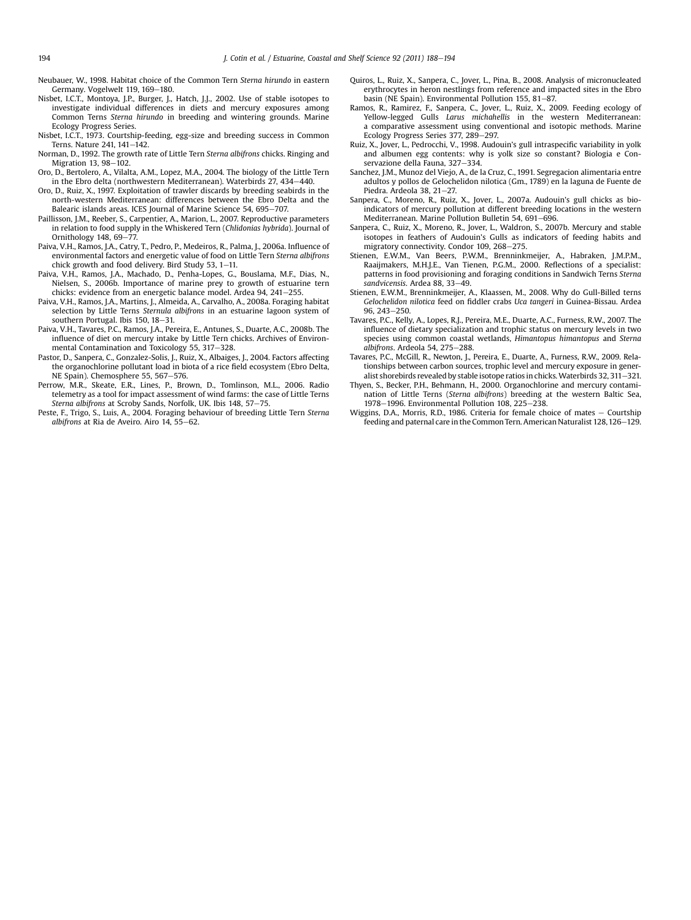Neubauer, W., 1998. Habitat choice of the Common Tern *Sterna hirundo* in eastern Germany. Vogelwelt 119, 169–180.

Nisbet, I.C.T., Montoya, J.P., Burger, J., Hatch, J.J., 2002. Use of stable isotopes to investigate individual differences in diets and mercury exposures among Common Terns *Sterna hirundo* in breeding and wintering grounds. Marine Ecology Progress Series.

Nisbet, I.C.T., 1973. Courtship-feeding, egg-size and breeding success in Common Terns. Nature 241, 141–142.

Norman, D., 1992. The growth rate of Little Tern *Sterna albifrons* chicks. Ringing and Migration 13, 98–102.

Oro, D., Bertolero, A., Vilalta, A.M., Lopez, M.A., 2004. The biology of the Little Tern in the Ebro delta (northwestern Mediterranean). Waterbirds 27, 434–440.

Oro, D., Ruiz, X., 1997. Exploitation of trawler discards by breeding seabirds in the north-western Mediterranean: differences between the Ebro Delta and the Balearic islands areas. ICES Journal of Marine Science 54, 695–707.

Paillisson, J.M., Reeber, S., Carpentier, A., Marion, L., 2007. Reproductive parameters in relation to food supply in the Whiskered Tern (*Chlidonias hybrida*). Journal of Ornithology 148, 69–77.

Paiva, V.H., Ramos, J.A., Catry, T., Pedro, P., Medeiros, R., Palma, J., 2006a. Influence of environmental factors and energetic value of food on Little Tern *Sterna albifrons* chick growth and food delivery. Bird Study 53, 1–11.

Paiva, V.H., Ramos, J.A., Machado, D., Penha-Lopes, G., Bouslama, M.F., Dias, N., Nielsen, S., 2006b. Importance of marine prey to growth of estuarine tern chicks: evidence from an energetic balance model. Ardea 94, 241–255.

Paiva, V.H., Ramos, J.A., Martins, J., Almeida, A., Carvalho, A., 2008a. Foraging habitat selection by Little Terns *Sternula albifrons* in an estuarine lagoon system of southern Portugal. Ibis 150, 18–31.

Paiva, V.H., Tavares, P.C., Ramos, J.A., Pereira, E., Antunes, S., Duarte, A.C., 2008b. The influence of diet on mercury intake by Little Tern chicks. Archives of Environmental Contamination and Toxicology 55, 317–328.

Pastor, D., Sanpera, C., Gonzalez-Solis, J., Ruiz, X., Albaiges, J., 2004. Factors affecting the organochlorine pollutant load in biota of a rice field ecosystem (Ebro Delta, NE Spain). Chemosphere 55, 567–576.

Perrow, M.R., Skeate, E.R., Lines, P., Brown, D., Tomlinson, M.L., 2006. Radio telemetry as a tool for impact assessment of wind farms: the case of Little Terns *Sterna albifrons* at Scroby Sands, Norfolk, UK. Ibis 148, 57–75.

Peste, F., Trigo, S., Luis, A., 2004. Foraging behaviour of breeding Little Tern *Sterna albifrons* at Ria de Aveiro. Airo 14, 55–62.

Quiros, L., Ruiz, X., Sanpera, C., Jover, L., Pina, B., 2008. Analysis of micronucleated erythrocytes in heron nestlings from reference and impacted sites in the Ebro basin (NE Spain). Environmental Pollution 155, 81–87.

Ramos, R., Ramirez, F., Sanpera, C., Jover, L., Ruiz, X., 2009. Feeding ecology of Yellow-legged Gulls *Larus michahellis* in the western Mediterranean: a comparative assessment using conventional and isotopic methods. Marine Ecology Progress Series 377, 289–297.

Ruiz, X., Jover, L., Pedrocchi, V., 1998. Audouin's gull intraspecific variability in yolk and albumen egg contents: why is yolk size so constant? Biologia e Conservazione della Fauna, 327–334.

Sanchez, J.M., Munoz del Viejo, A., de la Cruz, C., 1991. Segregacion alimentaria entre adultos y pollos de Gelochelidon nilotica (Gm., 1789) en la laguna de Fuente de Piedra. Ardeola 38, 21–27.

Sanpera, C., Moreno, R., Ruiz, X., Jover, L., 2007a. Audouin's gull chicks as bioindicators of mercury pollution at different breeding locations in the western Mediterranean. Marine Pollution Bulletin 54, 691–696.

Sanpera, C., Ruiz, X., Moreno, R., Jover, L., Waldron, S., 2007b. Mercury and stable isotopes in feathers of Audouin's Gulls as indicators of feeding habits and migratory connectivity. Condor 109, 268–275.

Stienen, E.W.M., Van Beers, P.W.M., Brenninkmeijer, A., Habraken, J.M.P.M., Raaijmakers, M.H.J.E., Van Tienen, P.G.M., 2000. Reflections of a specialist: patterns in food provisioning and foraging conditions in Sandwich Terns *Sterna sandvicensis*. Ardea 88, 33–49.

Stienen, E.W.M., Brenninkmeijer, A., Klaassen, M., 2008. Why do Gull-Billed terns *Gelochelidon nilotica* feed on fiddler crabs *Uca tangeri* in Guinea-Bissau. Ardea 96, 243–250.

Tavares, P.C., Kelly, A., Lopes, R.J., Pereira, M.E., Duarte, A.C., Furness, R.W., 2007. The influence of dietary specialization and trophic status on mercury levels in two species using common coastal wetlands, *Himantopus himantopus* and *Sterna albifrons*. Ardeola 54, 275–288.

Tavares, P.C., McGill, R., Newton, J., Pereira, E., Duarte, A., Furness, R.W., 2009. Relationships between carbon sources, trophic level and mercury exposure in generalist shorebirds revealed by stable isotope ratios in chicks. Waterbirds 32, 311–321.

Thyen, S., Becker, P.H., Behmann, H., 2000. Organochlorine and mercury contamination of Little Terns (*Sterna albifrons*) breeding at the western Baltic Sea, 1978–1996. Environmental Pollution 108, 225–238.

Wiggins, D.A., Morris, R.D., 1986. Criteria for female choice of mates – Courtship feeding and paternal care in the Common Tern. American Naturalist 128, 126–129.